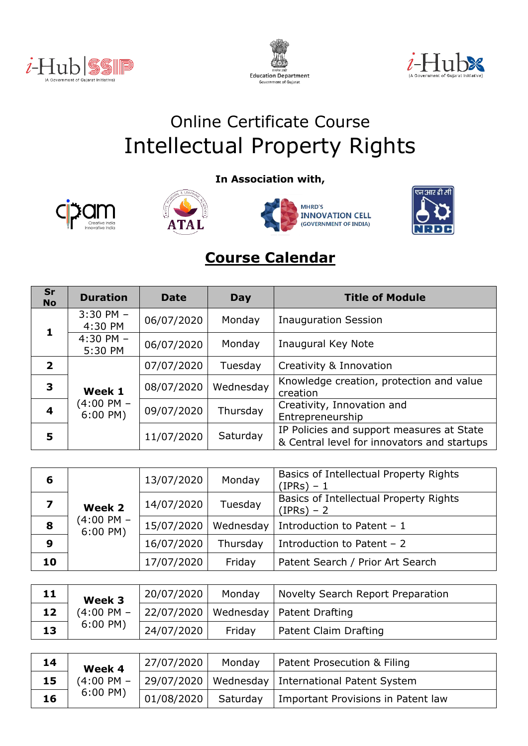# Online Certificate Course

# Intellectual Property Rights

**In Association with,**

## Course Calendar

| Sr No | Duration | Date | Day | Title of Module |
|---|---|---|---|---|
| 1 | 3:30 PM – 4:30 PM | 06/07/2020 | Monday | Inauguration Session |
| | 4:30 PM – 5:30 PM | 06/07/2020 | Monday | Inaugural Key Note |
| 2 | **Week 1** (4:00 PM – 6:00 PM) | 07/07/2020 | Tuesday | Creativity & Innovation |
| 3 | | 08/07/2020 | Wednesday | Knowledge creation, protection and value creation |
| 4 | | 09/07/2020 | Thursday | Creativity, Innovation and Entrepreneurship |
| 5 | | 11/07/2020 | Saturday | IP Policies and support measures at State & Central level for innovators and startups |
| 6 | **Week 2** (4:00 PM – 6:00 PM) | 13/07/2020 | Monday | Basics of Intellectual Property Rights (IPRs) – 1 |
| 7 | | 14/07/2020 | Tuesday | Basics of Intellectual Property Rights (IPRs) – 2 |
| 8 | | 15/07/2020 | Wednesday | Introduction to Patent – 1 |
| 9 | | 16/07/2020 | Thursday | Introduction to Patent – 2 |
| 10 | | 17/07/2020 | Friday | Patent Search / Prior Art Search |
| 11 | **Week 3** (4:00 PM – 6:00 PM) | 20/07/2020 | Monday | Novelty Search Report Preparation |
| 12 | | 22/07/2020 | Wednesday | Patent Drafting |
| 13 | | 24/07/2020 | Friday | Patent Claim Drafting |
| 14 | **Week 4** (4:00 PM – 6:00 PM) | 27/07/2020 | Monday | Patent Prosecution & Filing |
| 15 | | 29/07/2020 | Wednesday | International Patent System |
| 16 | | 01/08/2020 | Saturday | Important Provisions in Patent law |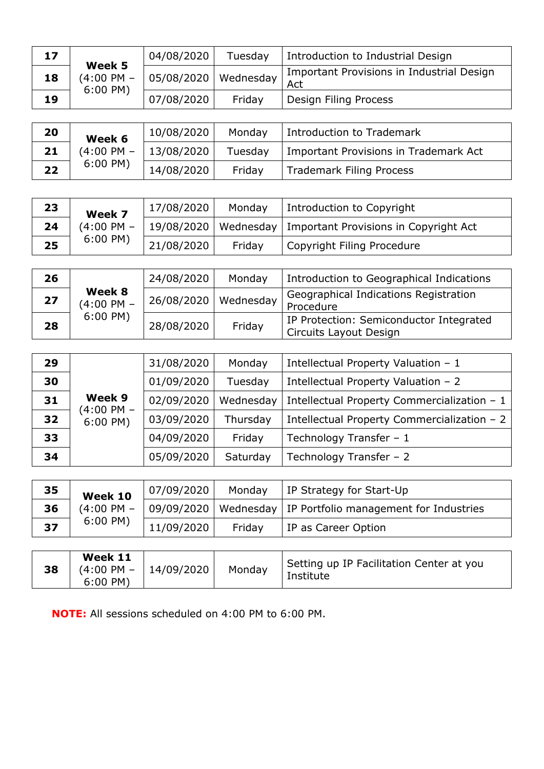| | | | | |
|---|---|---|---|---|
| **17** | **Week 5** (4:00 PM – 6:00 PM) | 04/08/2020 | Tuesday | Introduction to Industrial Design |
| **18** | | 05/08/2020 | Wednesday | Important Provisions in Industrial Design Act |
| **19** | | 07/08/2020 | Friday | Design Filing Process |

| | | | | |
|---|---|---|---|---|
| **20** | **Week 6** (4:00 PM – 6:00 PM) | 10/08/2020 | Monday | Introduction to Trademark |
| **21** | | 13/08/2020 | Tuesday | Important Provisions in Trademark Act |
| **22** | | 14/08/2020 | Friday | Trademark Filing Process |

| | | | | |
|---|---|---|---|---|
| **23** | **Week 7** (4:00 PM – 6:00 PM) | 17/08/2020 | Monday | Introduction to Copyright |
| **24** | | 19/08/2020 | Wednesday | Important Provisions in Copyright Act |
| **25** | | 21/08/2020 | Friday | Copyright Filing Procedure |

| | | | | |
|---|---|---|---|---|
| **26** | **Week 8** (4:00 PM – 6:00 PM) | 24/08/2020 | Monday | Introduction to Geographical Indications |
| **27** | | 26/08/2020 | Wednesday | Geographical Indications Registration Procedure |
| **28** | | 28/08/2020 | Friday | IP Protection: Semiconductor Integrated Circuits Layout Design |

| | | | | |
|---|---|---|---|---|
| **29** | **Week 9** (4:00 PM – 6:00 PM) | 31/08/2020 | Monday | Intellectual Property Valuation – 1 |
| **30** | | 01/09/2020 | Tuesday | Intellectual Property Valuation – 2 |
| **31** | | 02/09/2020 | Wednesday | Intellectual Property Commercialization – 1 |
| **32** | | 03/09/2020 | Thursday | Intellectual Property Commercialization – 2 |
| **33** | | 04/09/2020 | Friday | Technology Transfer – 1 |
| **34** | | 05/09/2020 | Saturday | Technology Transfer – 2 |

| | | | | |
|---|---|---|---|---|
| **35** | **Week 10** (4:00 PM – 6:00 PM) | 07/09/2020 | Monday | IP Strategy for Start-Up |
| **36** | | 09/09/2020 | Wednesday | IP Portfolio management for Industries |
| **37** | | 11/09/2020 | Friday | IP as Career Option |

| | | | | |
|---|---|---|---|---|
| **38** | **Week 11** (4:00 PM – 6:00 PM) | 14/09/2020 | Monday | Setting up IP Facilitation Center at you Institute |

**NOTE:** All sessions scheduled on 4:00 PM to 6:00 PM.